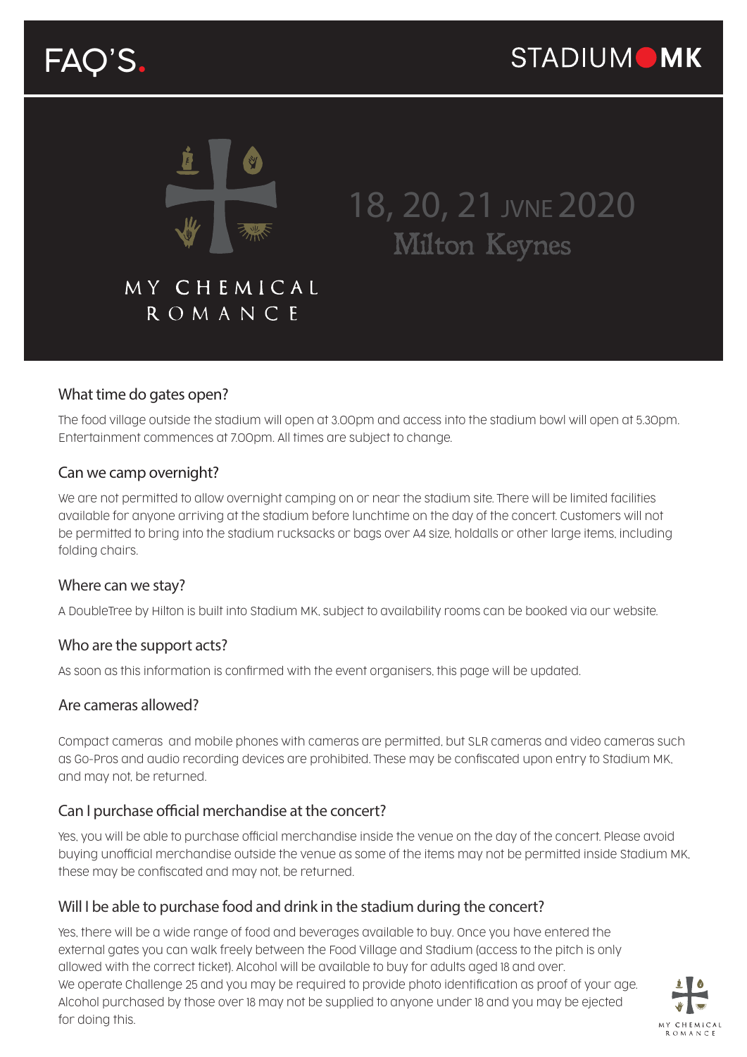# FAQ'S.

STADIUM MK

MY CHEMICAL ROMANCE

18, 20, 21 JVNE 2020
Milton Keynes

## What time do gates open?

The food village outside the stadium will open at 3.00pm and access into the stadium bowl will open at 5.30pm. Entertainment commences at 7.00pm. All times are subject to change.

## Can we camp overnight?

We are not permitted to allow overnight camping on or near the stadium site. There will be limited facilities available for anyone arriving at the stadium before lunchtime on the day of the concert. Customers will not be permitted to bring into the stadium rucksacks or bags over A4 size, holdalls or other large items, including folding chairs.

## Where can we stay?

A DoubleTree by Hilton is built into Stadium MK, subject to availability rooms can be booked via our website.

## Who are the support acts?

As soon as this information is confirmed with the event organisers, this page will be updated.

## Are cameras allowed?

Compact cameras and mobile phones with cameras are permitted, but SLR cameras and video cameras such as Go-Pros and audio recording devices are prohibited. These may be confiscated upon entry to Stadium MK, and may not, be returned.

## Can I purchase official merchandise at the concert?

Yes, you will be able to purchase official merchandise inside the venue on the day of the concert. Please avoid buying unofficial merchandise outside the venue as some of the items may not be permitted inside Stadium MK, these may be confiscated and may not, be returned.

## Will I be able to purchase food and drink in the stadium during the concert?

Yes, there will be a wide range of food and beverages available to buy. Once you have entered the external gates you can walk freely between the Food Village and Stadium (access to the pitch is only allowed with the correct ticket). Alcohol will be available to buy for adults aged 18 and over.
We operate Challenge 25 and you may be required to provide photo identification as proof of your age. Alcohol purchased by those over 18 may not be supplied to anyone under 18 and you may be ejected for doing this.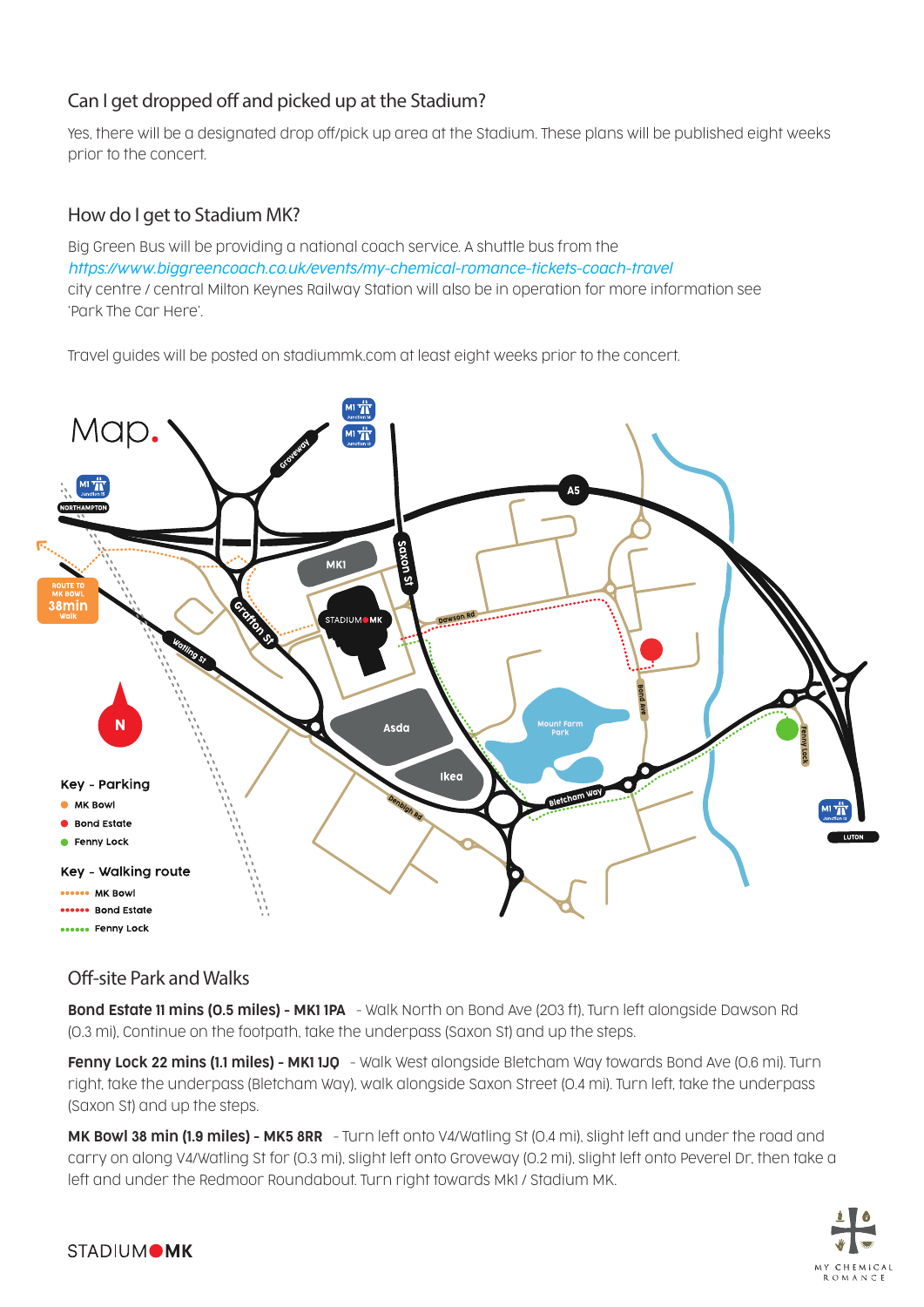## Can I get dropped off and picked up at the Stadium?

Yes, there will be a designated drop off/pick up area at the Stadium. These plans will be published eight weeks prior to the concert.

## How do I get to Stadium MK?

Big Green Bus will be providing a national coach service. A shuttle bus from the
*https://www.biggreencoach.co.uk/events/my-chemical-romance-tickets-coach-travel*
city centre / central Milton Keynes Railway Station will also be in operation for more information see 'Park The Car Here'.

Travel guides will be posted on stadiummk.com at least eight weeks prior to the concert.

## Map.

**Key - Parking**
- MK Bowl
- Bond Estate
- Fenny Lock

**Key - Walking route**
- MK Bowl
- Bond Estate
- Fenny Lock

ROUTE TO MK BOWL 38min Walk

## Off-site Park and Walks

**Bond Estate 11 mins (0.5 miles) - MK1 1PA** - Walk North on Bond Ave (203 ft). Turn left alongside Dawson Rd (0.3 mi). Continue on the footpath, take the underpass (Saxon St) and up the steps.

**Fenny Lock 22 mins (1.1 miles) - MK1 1JQ** - Walk West alongside Bletcham Way towards Bond Ave (0.6 mi). Turn right, take the underpass (Bletcham Way), walk alongside Saxon Street (0.4 mi). Turn left, take the underpass (Saxon St) and up the steps.

**MK Bowl 38 min (1.9 miles) - MK5 8RR** - Turn left onto V4/Watling St (0.4 mi), slight left and under the road and carry on along V4/Watling St for (0.3 mi), slight left onto Groveway (0.2 mi), slight left onto Peverel Dr, then take a left and under the Redmoor Roundabout. Turn right towards MK1 / Stadium MK.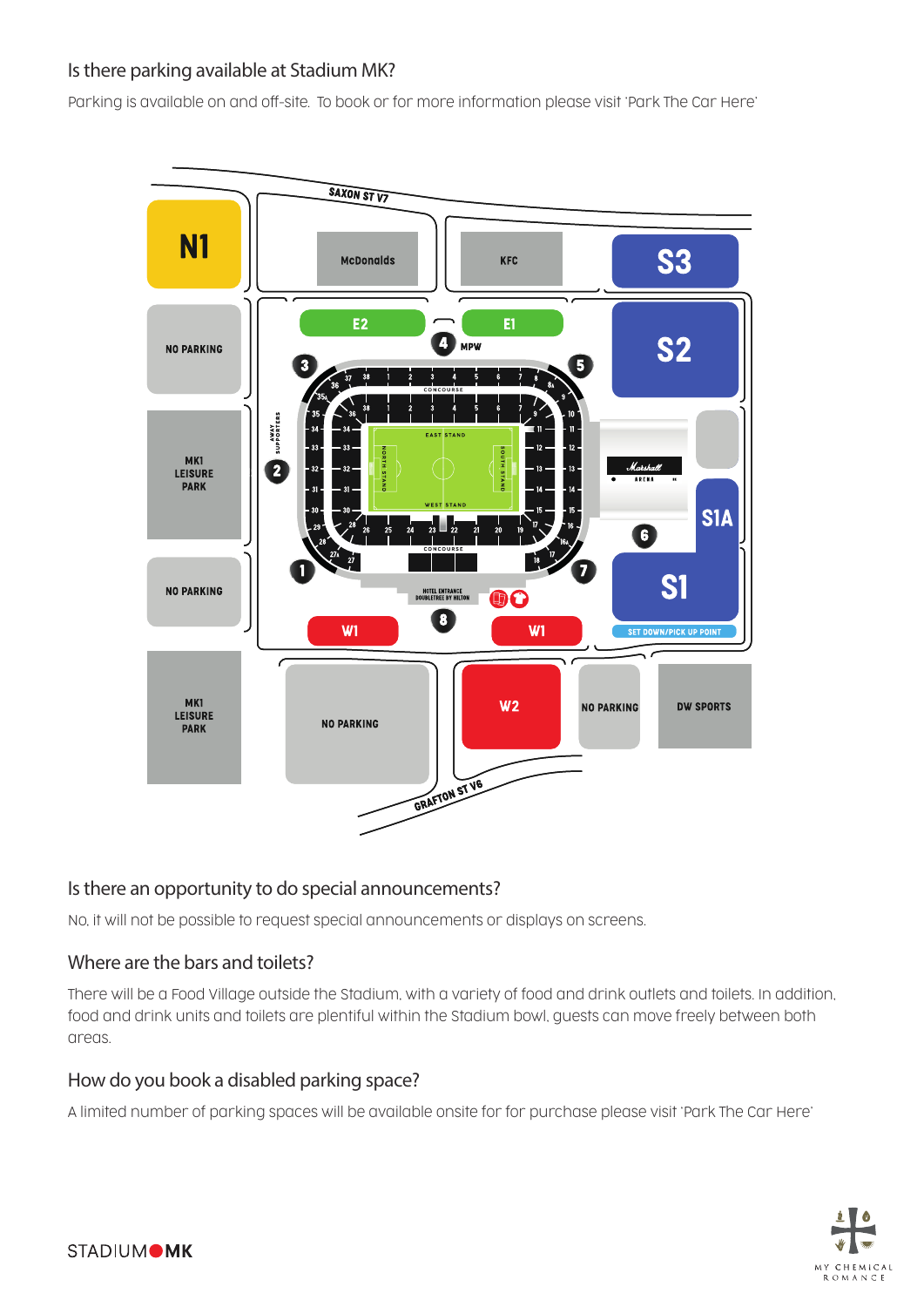## Is there parking available at Stadium MK?

Parking is available on and off-site. To book or for more information please visit 'Park The Car Here'

## Is there an opportunity to do special announcements?

No, it will not be possible to request special announcements or displays on screens.

## Where are the bars and toilets?

There will be a Food Village outside the Stadium, with a variety of food and drink outlets and toilets. In addition, food and drink units and toilets are plentiful within the Stadium bowl, guests can move freely between both areas.

## How do you book a disabled parking space?

A limited number of parking spaces will be available onsite for for purchase please visit 'Park The Car Here'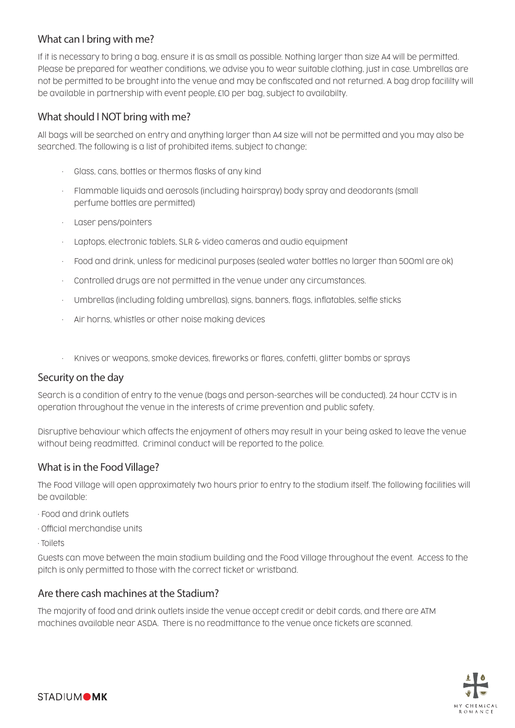## What can I bring with me?

If it is necessary to bring a bag, ensure it is as small as possible. Nothing larger than size A4 will be permitted. Please be prepared for weather conditions, we advise you to wear suitable clothing, just in case. Umbrellas are not be permitted to be brought into the venue and may be confiscated and not returned. A bag drop facililty will be available in partnership with event people, £10 per bag, subject to availabilty.

## What should I NOT bring with me?

All bags will be searched on entry and anything larger than A4 size will not be permitted and you may also be searched. The following is a list of prohibited items, subject to change;

- Glass, cans, bottles or thermos flasks of any kind
- Flammable liquids and aerosols (including hairspray) body spray and deodorants (small perfume bottles are permitted)
- Laser pens/pointers
- Laptops, electronic tablets, SLR & video cameras and audio equipment
- Food and drink, unless for medicinal purposes (sealed water bottles no larger than 500ml are ok)
- Controlled drugs are not permitted in the venue under any circumstances.
- Umbrellas (including folding umbrellas), signs, banners, flags, inflatables, selfie sticks
- Air horns, whistles or other noise making devices
- Knives or weapons, smoke devices, fireworks or flares, confetti, glitter bombs or sprays

## Security on the day

Search is a condition of entry to the venue (bags and person-searches will be conducted). 24 hour CCTV is in operation throughout the venue in the interests of crime prevention and public safety.

Disruptive behaviour which affects the enjoyment of others may result in your being asked to leave the venue without being readmitted. Criminal conduct will be reported to the police.

## What is in the Food Village?

The Food Village will open approximately two hours prior to entry to the stadium itself. The following facilities will be available:

- Food and drink outlets
- Official merchandise units
- Toilets

Guests can move between the main stadium building and the Food Village throughout the event. Access to the pitch is only permitted to those with the correct ticket or wristband.

## Are there cash machines at the Stadium?

The majority of food and drink outlets inside the venue accept credit or debit cards, and there are ATM machines available near ASDA. There is no readmittance to the venue once tickets are scanned.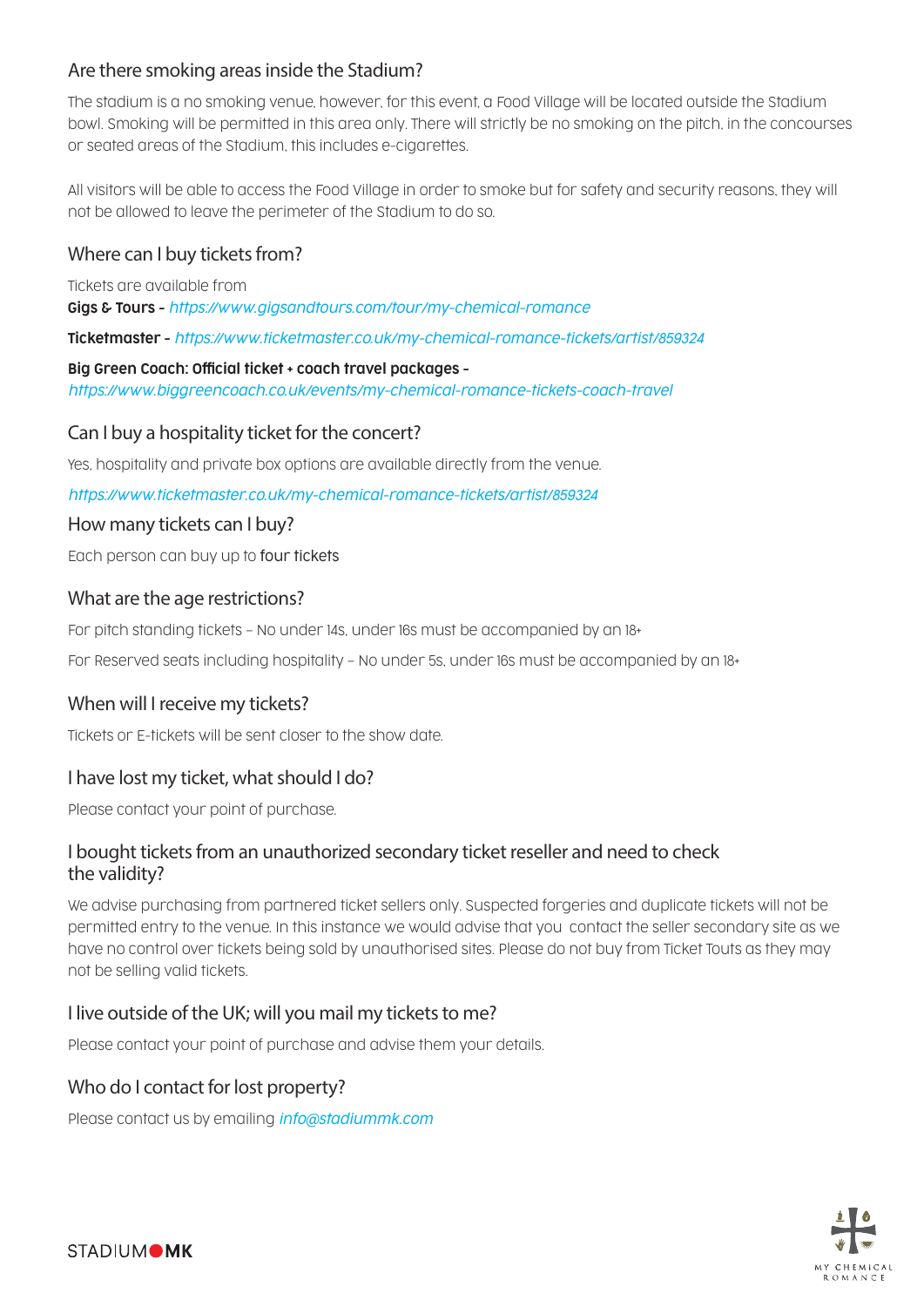## Are there smoking areas inside the Stadium?

The stadium is a no smoking venue, however, for this event, a Food Village will be located outside the Stadium bowl. Smoking will be permitted in this area only. There will strictly be no smoking on the pitch, in the concourses or seated areas of the Stadium, this includes e-cigarettes.

All visitors will be able to access the Food Village in order to smoke but for safety and security reasons, they will not be allowed to leave the perimeter of the Stadium to do so.

## Where can I buy tickets from?

Tickets are available from

**Gigs & Tours** - *https://www.gigsandtours.com/tour/my-chemical-romance*

**Ticketmaster** - *https://www.ticketmaster.co.uk/my-chemical-romance-tickets/artist/859324*

**Big Green Coach: Official ticket + coach travel packages** - *https://www.biggreencoach.co.uk/events/my-chemical-romance-tickets-coach-travel*

## Can I buy a hospitality ticket for the concert?

Yes, hospitality and private box options are available directly from the venue.

*https://www.ticketmaster.co.uk/my-chemical-romance-tickets/artist/859324*

## How many tickets can I buy?

Each person can buy up to four tickets

## What are the age restrictions?

For pitch standing tickets – No under 14s, under 16s must be accompanied by an 18+

For Reserved seats including hospitality – No under 5s, under 16s must be accompanied by an 18+

## When will I receive my tickets?

Tickets or E-tickets will be sent closer to the show date.

## I have lost my ticket, what should I do?

Please contact your point of purchase.

## I bought tickets from an unauthorized secondary ticket reseller and need to check the validity?

We advise purchasing from partnered ticket sellers only. Suspected forgeries and duplicate tickets will not be permitted entry to the venue. In this instance we would advise that you contact the seller secondary site as we have no control over tickets being sold by unauthorised sites. Please do not buy from Ticket Touts as they may not be selling valid tickets.

## I live outside of the UK; will you mail my tickets to me?

Please contact your point of purchase and advise them your details.

## Who do I contact for lost property?

Please contact us by emailing *info@stadiummk.com*